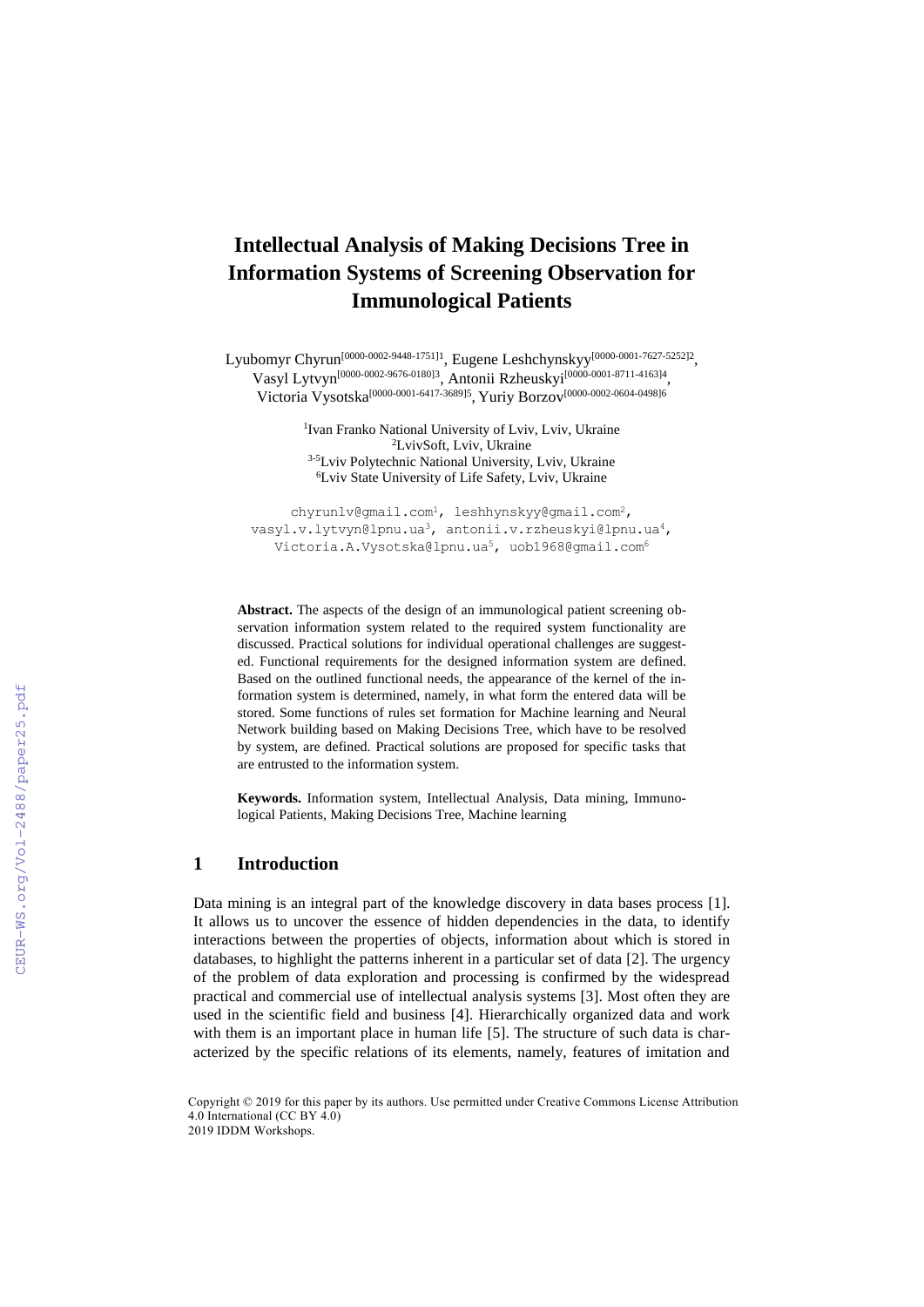# Intellectual Analysis of Making Decisions Tree in Information Systems of Screening Observation for Immunological Patients

Lyubomyr Chyrun[0000-0002-9448-1751]1, Eugene Leshchynskyy[0000-0001-7627-5252]2, Vasyl Lytvyn[0000-0002-9676-0180]3, Antonii Rzheuskyi[0000-0001-8711-4163]4, Victoria Vysotska[0000-0001-6417-3689]5, Yuriy Borzov[0000-0002-0604-0498]6

[1]Ivan Franko National University of Lviv, Lviv, Ukraine
[2]LvivSoft, Lviv, Ukraine
[3-5]Lviv Polytechnic National University, Lviv, Ukraine
[6]Lviv State University of Life Safety, Lviv, Ukraine

chyrunlv@gmail.com[1], leshhynskyy@gmail.com[2], vasyl.v.lytvyn@lpnu.ua[3], antonii.v.rzheuskyi@lpnu.ua[4], Victoria.A.Vysotska@lpnu.ua[5], uob1968@gmail.com[6]

**Abstract.** The aspects of the design of an immunological patient screening observation information system related to the required system functionality are discussed. Practical solutions for individual operational challenges are suggested. Functional requirements for the designed information system are defined. Based on the outlined functional needs, the appearance of the kernel of the information system is determined, namely, in what form the entered data will be stored. Some functions of rules set formation for Machine learning and Neural Network building based on Making Decisions Tree, which have to be resolved by system, are defined. Practical solutions are proposed for specific tasks that are entrusted to the information system.

**Keywords.** Information system, Intellectual Analysis, Data mining, Immunological Patients, Making Decisions Tree, Machine learning

## 1 Introduction

Data mining is an integral part of the knowledge discovery in data bases process [1]. It allows us to uncover the essence of hidden dependencies in the data, to identify interactions between the properties of objects, information about which is stored in databases, to highlight the patterns inherent in a particular set of data [2]. The urgency of the problem of data exploration and processing is confirmed by the widespread practical and commercial use of intellectual analysis systems [3]. Most often they are used in the scientific field and business [4]. Hierarchically organized data and work with them is an important place in human life [5]. The structure of such data is characterized by the specific relations of its elements, namely, features of imitation and

Copyright © 2019 for this paper by its authors. Use permitted under Creative Commons License Attribution 4.0 International (CC BY 4.0)
2019 IDDM Workshops.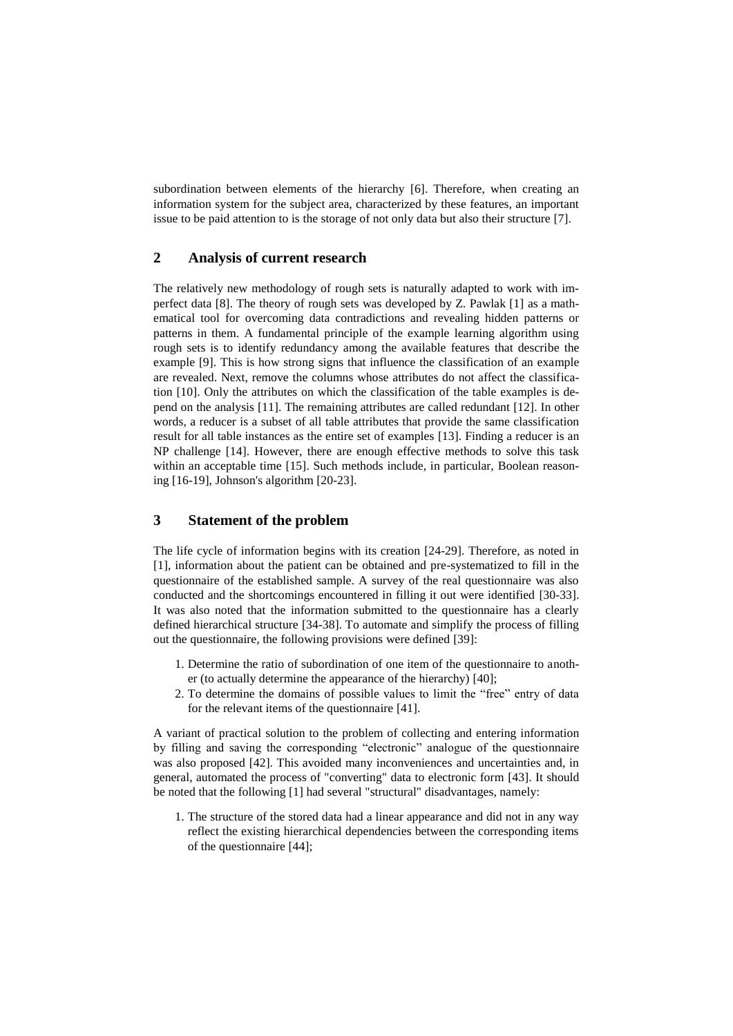subordination between elements of the hierarchy [6]. Therefore, when creating an information system for the subject area, characterized by these features, an important issue to be paid attention to is the storage of not only data but also their structure [7].

## 2 Analysis of current research

The relatively new methodology of rough sets is naturally adapted to work with imperfect data [8]. The theory of rough sets was developed by Z. Pawlak [1] as a mathematical tool for overcoming data contradictions and revealing hidden patterns or patterns in them. A fundamental principle of the example learning algorithm using rough sets is to identify redundancy among the available features that describe the example [9]. This is how strong signs that influence the classification of an example are revealed. Next, remove the columns whose attributes do not affect the classification [10]. Only the attributes on which the classification of the table examples is depend on the analysis [11]. The remaining attributes are called redundant [12]. In other words, a reducer is a subset of all table attributes that provide the same classification result for all table instances as the entire set of examples [13]. Finding a reducer is an NP challenge [14]. However, there are enough effective methods to solve this task within an acceptable time [15]. Such methods include, in particular, Boolean reasoning [16-19], Johnson's algorithm [20-23].

## 3 Statement of the problem

The life cycle of information begins with its creation [24-29]. Therefore, as noted in [1], information about the patient can be obtained and pre-systematized to fill in the questionnaire of the established sample. A survey of the real questionnaire was also conducted and the shortcomings encountered in filling it out were identified [30-33]. It was also noted that the information submitted to the questionnaire has a clearly defined hierarchical structure [34-38]. To automate and simplify the process of filling out the questionnaire, the following provisions were defined [39]:

1. Determine the ratio of subordination of one item of the questionnaire to another (to actually determine the appearance of the hierarchy) [40];
2. To determine the domains of possible values to limit the "free" entry of data for the relevant items of the questionnaire [41].

A variant of practical solution to the problem of collecting and entering information by filling and saving the corresponding "electronic" analogue of the questionnaire was also proposed [42]. This avoided many inconveniences and uncertainties and, in general, automated the process of "converting" data to electronic form [43]. It should be noted that the following [1] had several "structural" disadvantages, namely:

1. The structure of the stored data had a linear appearance and did not in any way reflect the existing hierarchical dependencies between the corresponding items of the questionnaire [44];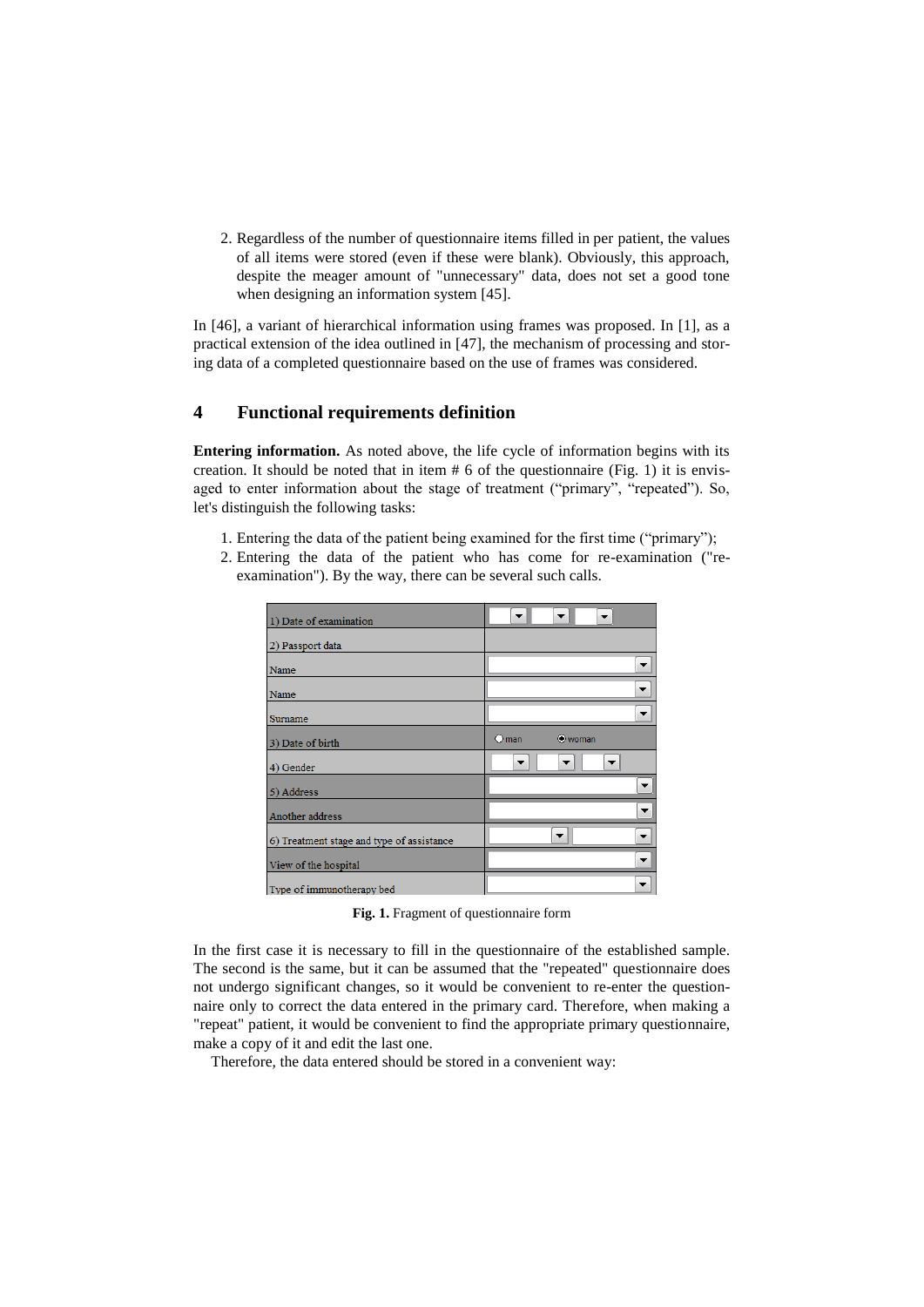2. Regardless of the number of questionnaire items filled in per patient, the values of all items were stored (even if these were blank). Obviously, this approach, despite the meager amount of "unnecessary" data, does not set a good tone when designing an information system [45].

In [46], a variant of hierarchical information using frames was proposed. In [1], as a practical extension of the idea outlined in [47], the mechanism of processing and storing data of a completed questionnaire based on the use of frames was considered.

## 4 Functional requirements definition

**Entering information.** As noted above, the life cycle of information begins with its creation. It should be noted that in item # 6 of the questionnaire (Fig. 1) it is envisaged to enter information about the stage of treatment ("primary", "repeated"). So, let's distinguish the following tasks:

1. Entering the data of the patient being examined for the first time ("primary");
2. Entering the data of the patient who has come for re-examination ("re-examination"). By the way, there can be several such calls.

| | |
|---|---|
| 1) Date of examination | |
| 2) Passport data | |
| Name | |
| Name | |
| Surname | |
| 3) Date of birth | ○ man ◉ woman |
| 4) Gender | |
| 5) Address | |
| Another address | |
| 6) Treatment stage and type of assistance | |
| View of the hospital | |
| Type of immunotherapy bed | |

**Fig. 1.** Fragment of questionnaire form

In the first case it is necessary to fill in the questionnaire of the established sample. The second is the same, but it can be assumed that the "repeated" questionnaire does not undergo significant changes, so it would be convenient to re-enter the questionnaire only to correct the data entered in the primary card. Therefore, when making a "repeat" patient, it would be convenient to find the appropriate primary questionnaire, make a copy of it and edit the last one.

Therefore, the data entered should be stored in a convenient way: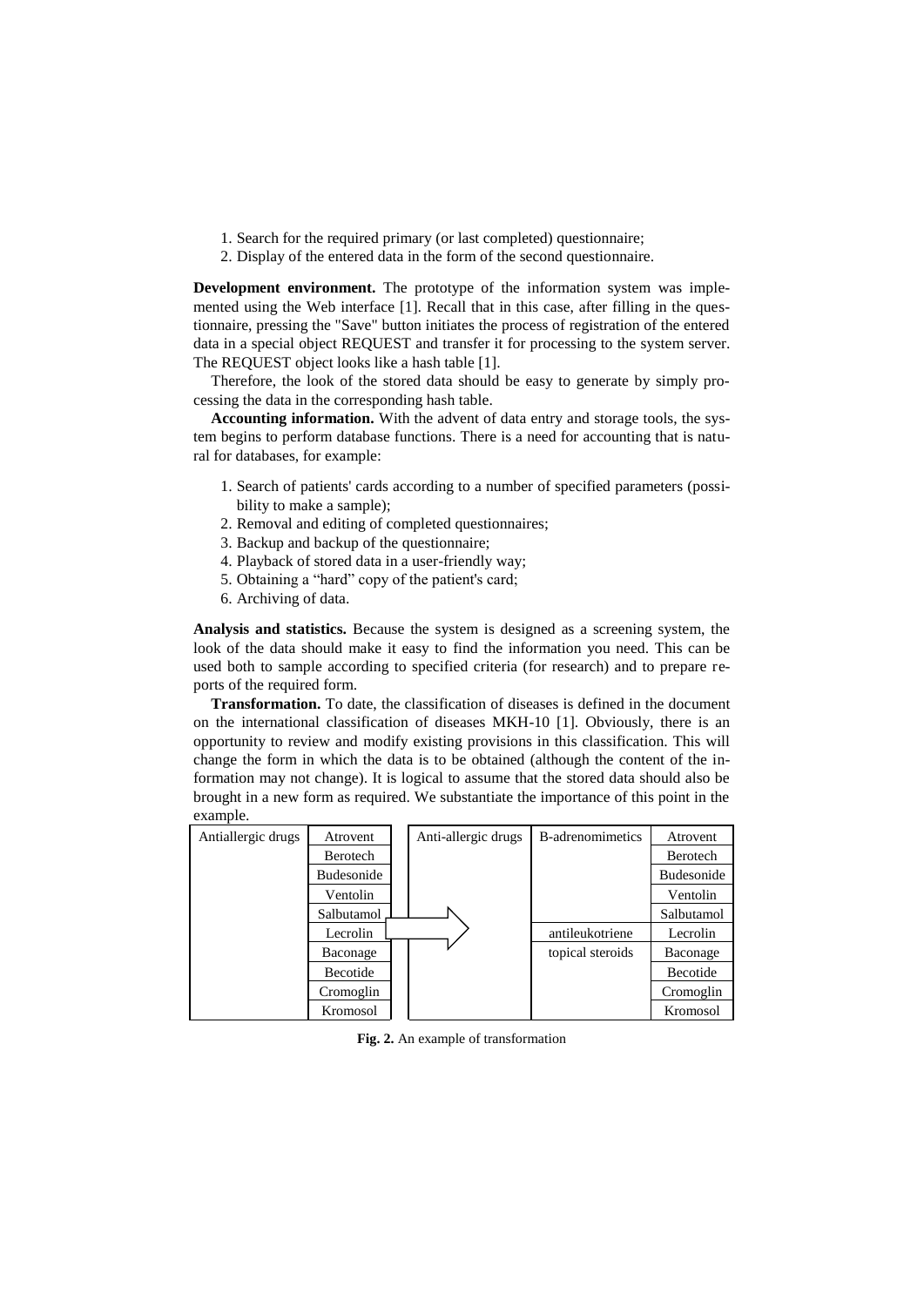1. Search for the required primary (or last completed) questionnaire;
2. Display of the entered data in the form of the second questionnaire.

**Development environment.** The prototype of the information system was implemented using the Web interface [1]. Recall that in this case, after filling in the questionnaire, pressing the "Save" button initiates the process of registration of the entered data in a special object REQUEST and transfer it for processing to the system server. The REQUEST object looks like a hash table [1].

Therefore, the look of the stored data should be easy to generate by simply processing the data in the corresponding hash table.

**Accounting information.** With the advent of data entry and storage tools, the system begins to perform database functions. There is a need for accounting that is natural for databases, for example:

1. Search of patients' cards according to a number of specified parameters (possibility to make a sample);
2. Removal and editing of completed questionnaires;
3. Backup and backup of the questionnaire;
4. Playback of stored data in a user-friendly way;
5. Obtaining a "hard" copy of the patient's card;
6. Archiving of data.

**Analysis and statistics.** Because the system is designed as a screening system, the look of the data should make it easy to find the information you need. This can be used both to sample according to specified criteria (for research) and to prepare reports of the required form.

**Transformation.** To date, the classification of diseases is defined in the document on the international classification of diseases MKH-10 [1]. Obviously, there is an opportunity to review and modify existing provisions in this classification. This will change the form in which the data is to be obtained (although the content of the information may not change). It is logical to assume that the stored data should also be brought in a new form as required. We substantiate the importance of this point in the example.

| Antiallergic drugs | |
|---|---|
| | Atrovent |
| | Berotech |
| | Budesonide |
| | Ventolin |
| | Salbutamol |
| | Lecrolin |
| | Baconage |
| | Becotide |
| | Cromoglin |
| | Kromosol |

→

| Anti-allergic drugs | B-adrenomimetics | Atrovent |
|---|---|---|
| | | Berotech |
| | | Budesonide |
| | | Ventolin |
| | | Salbutamol |
| | antileukotriene | Lecrolin |
| | topical steroids | Baconage |
| | | Becotide |
| | | Cromoglin |
| | | Kromosol |

**Fig. 2.** An example of transformation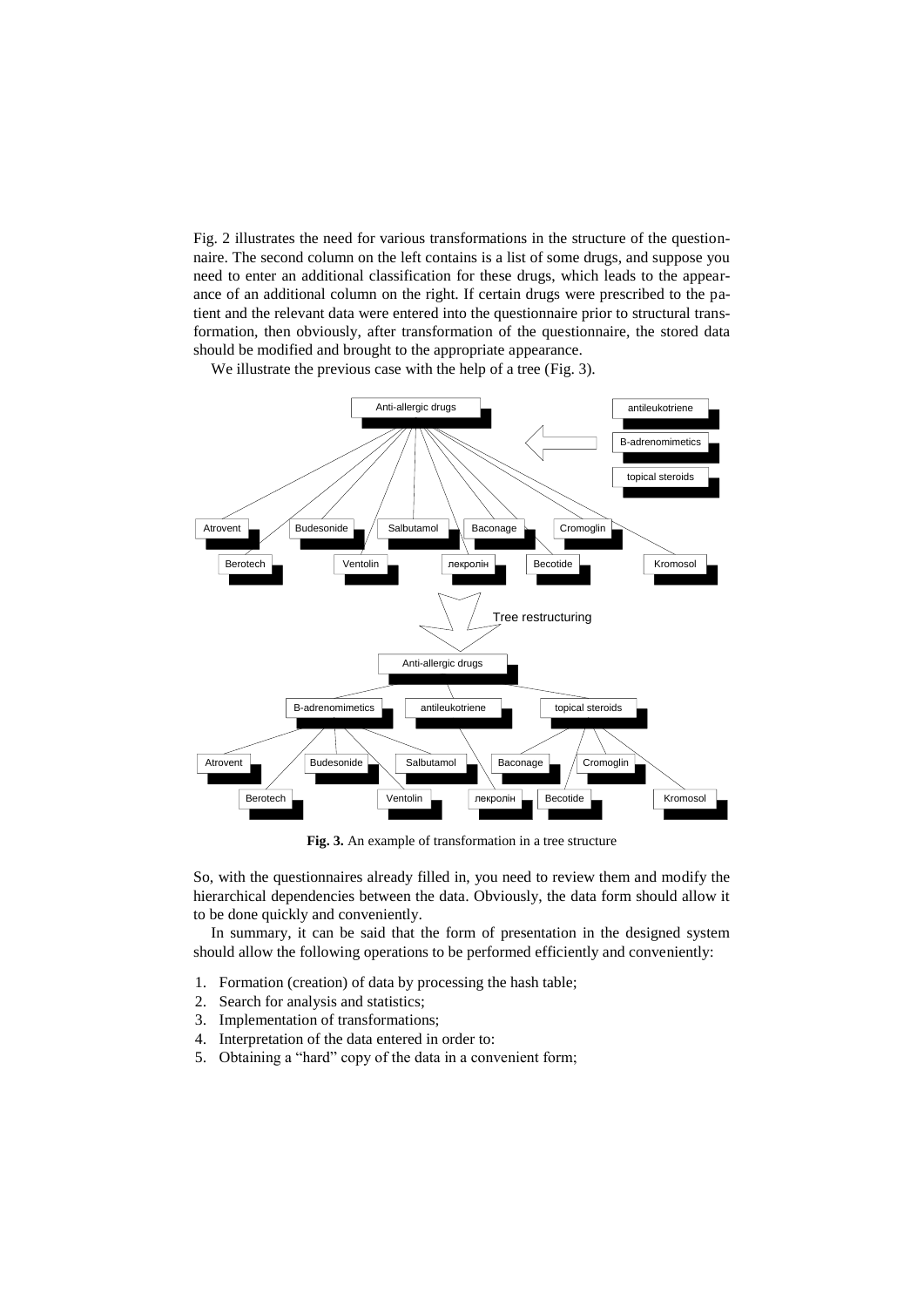Fig. 2 illustrates the need for various transformations in the structure of the questionnaire. The second column on the left contains is a list of some drugs, and suppose you need to enter an additional classification for these drugs, which leads to the appearance of an additional column on the right. If certain drugs were prescribed to the patient and the relevant data were entered into the questionnaire prior to structural transformation, then obviously, after transformation of the questionnaire, the stored data should be modified and brought to the appropriate appearance.

We illustrate the previous case with the help of a tree (Fig. 3).

**Fig. 3.** An example of transformation in a tree structure

So, with the questionnaires already filled in, you need to review them and modify the hierarchical dependencies between the data. Obviously, the data form should allow it to be done quickly and conveniently.

In summary, it can be said that the form of presentation in the designed system should allow the following operations to be performed efficiently and conveniently:

1. Formation (creation) of data by processing the hash table;
2. Search for analysis and statistics;
3. Implementation of transformations;
4. Interpretation of the data entered in order to:
5. Obtaining a "hard" copy of the data in a convenient form;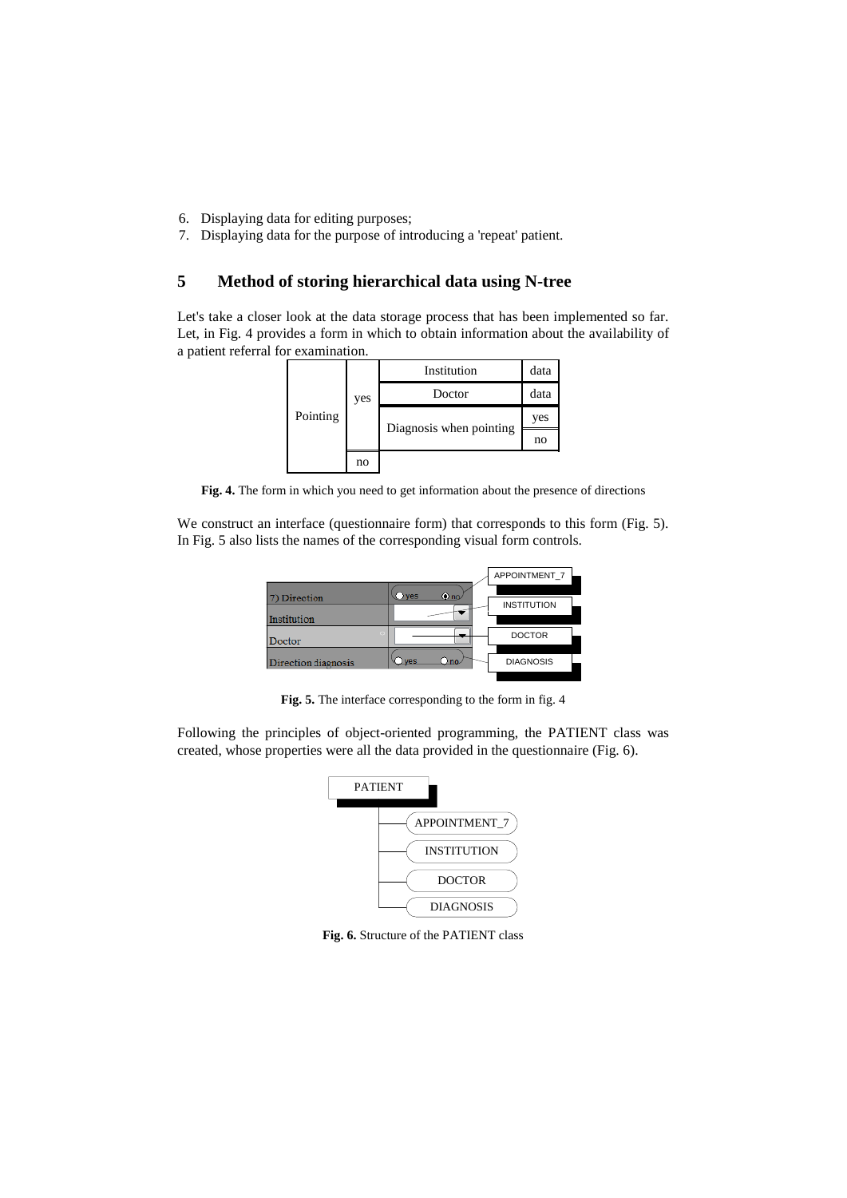6. Displaying data for editing purposes;
7. Displaying data for the purpose of introducing a 'repeat' patient.

## 5 Method of storing hierarchical data using N-tree

Let's take a closer look at the data storage process that has been implemented so far. Let, in Fig. 4 provides a form in which to obtain information about the availability of a patient referral for examination.

| Pointing | yes | Institution | data |
|---|---|---|---|
| | | Doctor | data |
| | | Diagnosis when pointing | yes |
| | | | no |
| | no | | |

**Fig. 4.** The form in which you need to get information about the presence of directions

We construct an interface (questionnaire form) that corresponds to this form (Fig. 5). In Fig. 5 also lists the names of the corresponding visual form controls.

**Fig. 5.** The interface corresponding to the form in fig. 4

Following the principles of object-oriented programming, the PATIENT class was created, whose properties were all the data provided in the questionnaire (Fig. 6).

**Fig. 6.** Structure of the PATIENT class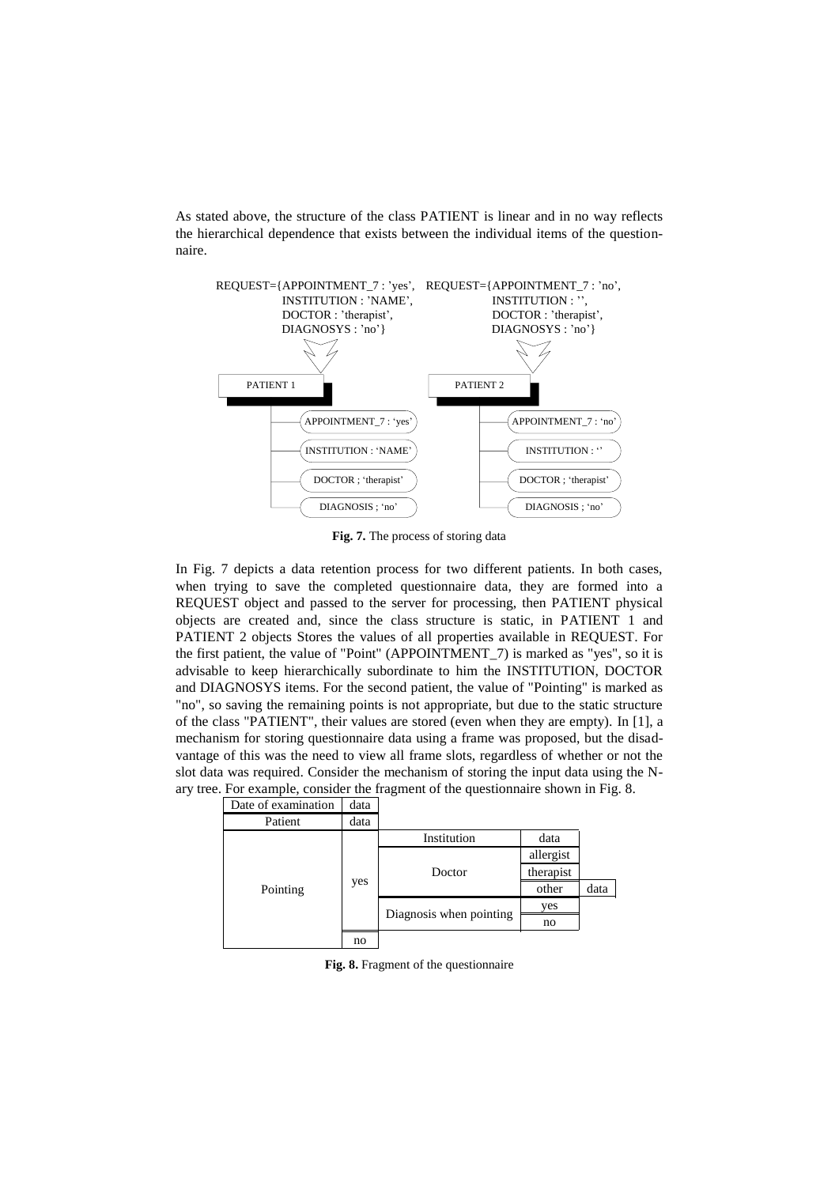As stated above, the structure of the class PATIENT is linear and in no way reflects the hierarchical dependence that exists between the individual items of the questionnaire.

```
REQUEST={APPOINTMENT_7 : 'yes',     REQUEST={APPOINTMENT_7 : 'no',
         INSTITUTION : 'NAME',               INSTITUTION : '',
         DOCTOR : 'therapist',               DOCTOR : 'therapist',
         DIAGNOSYS : 'no'}                   DIAGNOSYS : 'no'}

PATIENT 1                            PATIENT 2
  APPOINTMENT_7 : 'yes'                APPOINTMENT_7 : 'no'
  INSTITUTION : 'NAME'                 INSTITUTION : ''
  DOCTOR ; 'therapist'                 DOCTOR ; 'therapist'
  DIAGNOSIS ; 'no'                     DIAGNOSIS ; 'no'
```

**Fig. 7.** The process of storing data

In Fig. 7 depicts a data retention process for two different patients. In both cases, when trying to save the completed questionnaire data, they are formed into a REQUEST object and passed to the server for processing, then PATIENT physical objects are created and, since the class structure is static, in PATIENT 1 and PATIENT 2 objects Stores the values of all properties available in REQUEST. For the first patient, the value of "Point" (APPOINTMENT_7) is marked as "yes", so it is advisable to keep hierarchically subordinate to him the INSTITUTION, DOCTOR and DIAGNOSYS items. For the second patient, the value of "Pointing" is marked as "no", so saving the remaining points is not appropriate, but due to the static structure of the class "PATIENT", their values are stored (even when they are empty). In [1], a mechanism for storing questionnaire data using a frame was proposed, but the disadvantage of this was the need to view all frame slots, regardless of whether or not the slot data was required. Consider the mechanism of storing the input data using the N-ary tree. For example, consider the fragment of the questionnaire shown in Fig. 8.

| Date of examination | data | | | |
|---|---|---|---|---|
| Patient | data | | | |
| Pointing | yes | Institution | data | |
| | | Doctor | allergist | |
| | | | therapist | |
| | | | other | data |
| | | Diagnosis when pointing | yes | |
| | | | no | |
| | no | | | |

**Fig. 8.** Fragment of the questionnaire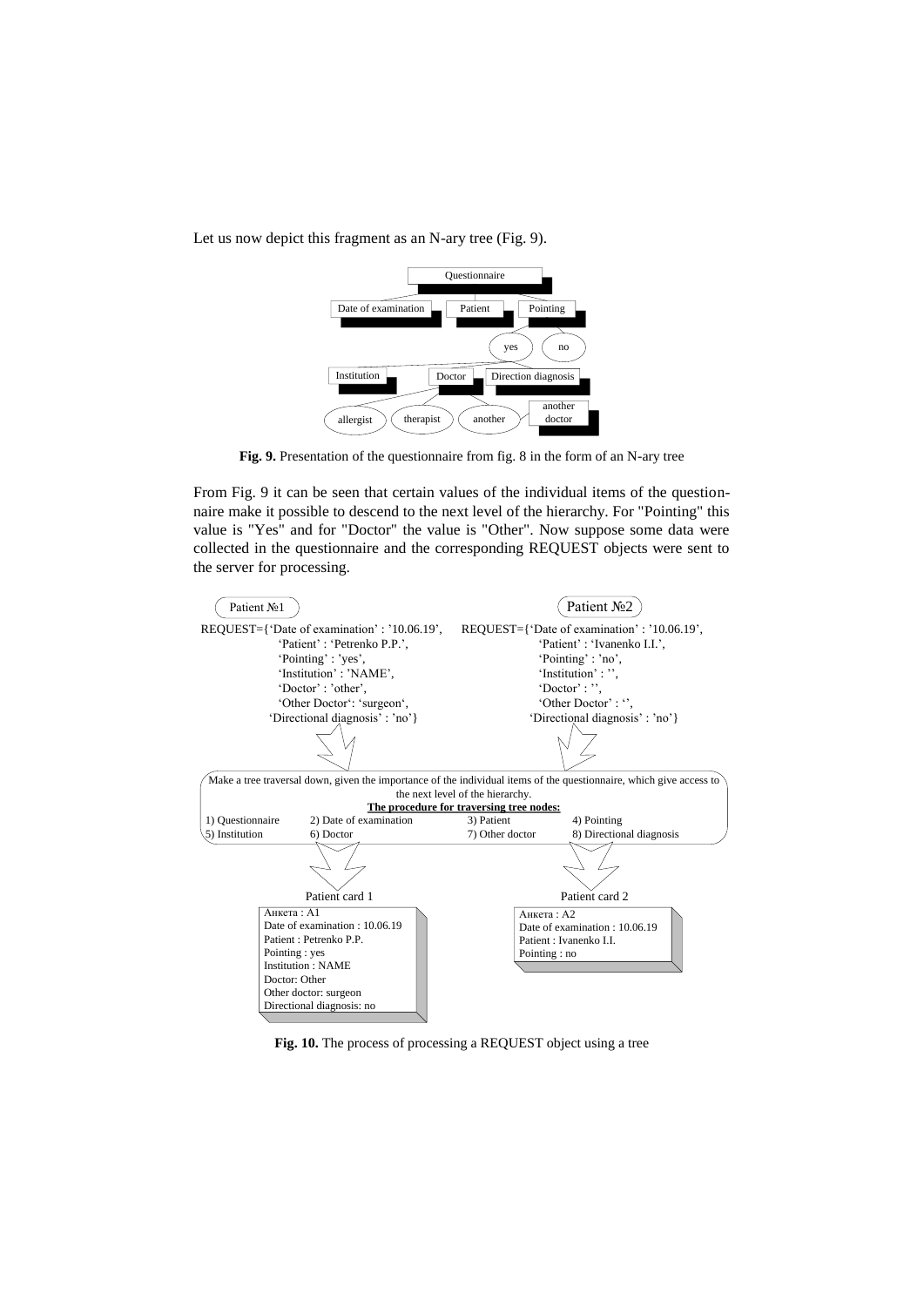Let us now depict this fragment as an N-ary tree (Fig. 9).

**Fig. 9.** Presentation of the questionnaire from fig. 8 in the form of an N-ary tree

From Fig. 9 it can be seen that certain values of the individual items of the questionnaire make it possible to descend to the next level of the hierarchy. For "Pointing" this value is "Yes" and for "Doctor" the value is "Other". Now suppose some data were collected in the questionnaire and the corresponding REQUEST objects were sent to the server for processing.

**Fig. 10.** The process of processing a REQUEST object using a tree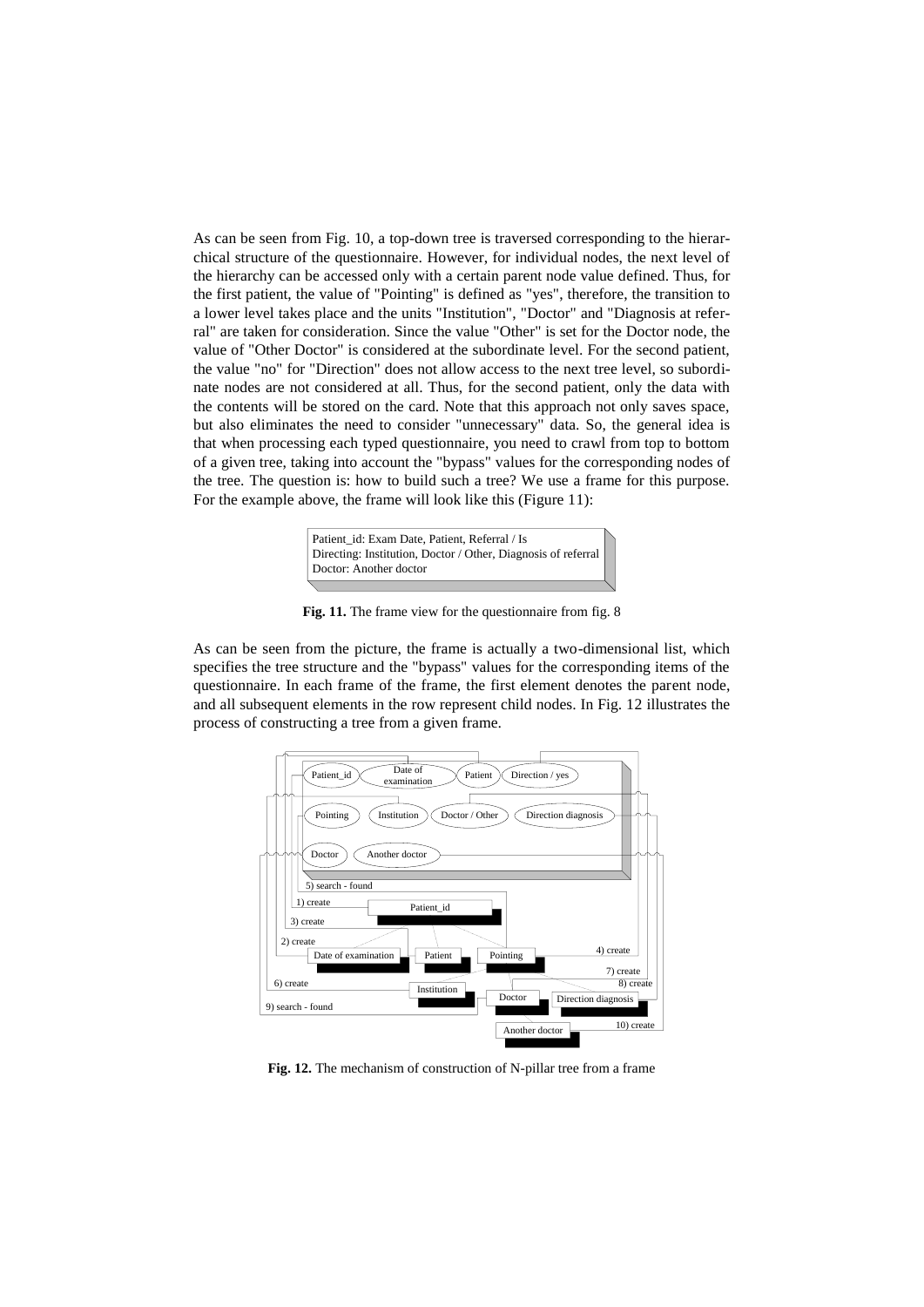As can be seen from Fig. 10, a top-down tree is traversed corresponding to the hierarchical structure of the questionnaire. However, for individual nodes, the next level of the hierarchy can be accessed only with a certain parent node value defined. Thus, for the first patient, the value of "Pointing" is defined as "yes", therefore, the transition to a lower level takes place and the units "Institution", "Doctor" and "Diagnosis at referral" are taken for consideration. Since the value "Other" is set for the Doctor node, the value of "Other Doctor" is considered at the subordinate level. For the second patient, the value "no" for "Direction" does not allow access to the next tree level, so subordinate nodes are not considered at all. Thus, for the second patient, only the data with the contents will be stored on the card. Note that this approach not only saves space, but also eliminates the need to consider "unnecessary" data. So, the general idea is that when processing each typed questionnaire, you need to crawl from top to bottom of a given tree, taking into account the "bypass" values for the corresponding nodes of the tree. The question is: how to build such a tree? We use a frame for this purpose. For the example above, the frame will look like this (Figure 11):

Patient_id: Exam Date, Patient, Referral / Is
Directing: Institution, Doctor / Other, Diagnosis of referral
Doctor: Another doctor

**Fig. 11.** The frame view for the questionnaire from fig. 8

As can be seen from the picture, the frame is actually a two-dimensional list, which specifies the tree structure and the "bypass" values for the corresponding items of the questionnaire. In each frame of the frame, the first element denotes the parent node, and all subsequent elements in the row represent child nodes. In Fig. 12 illustrates the process of constructing a tree from a given frame.

**Fig. 12.** The mechanism of construction of N-pillar tree from a frame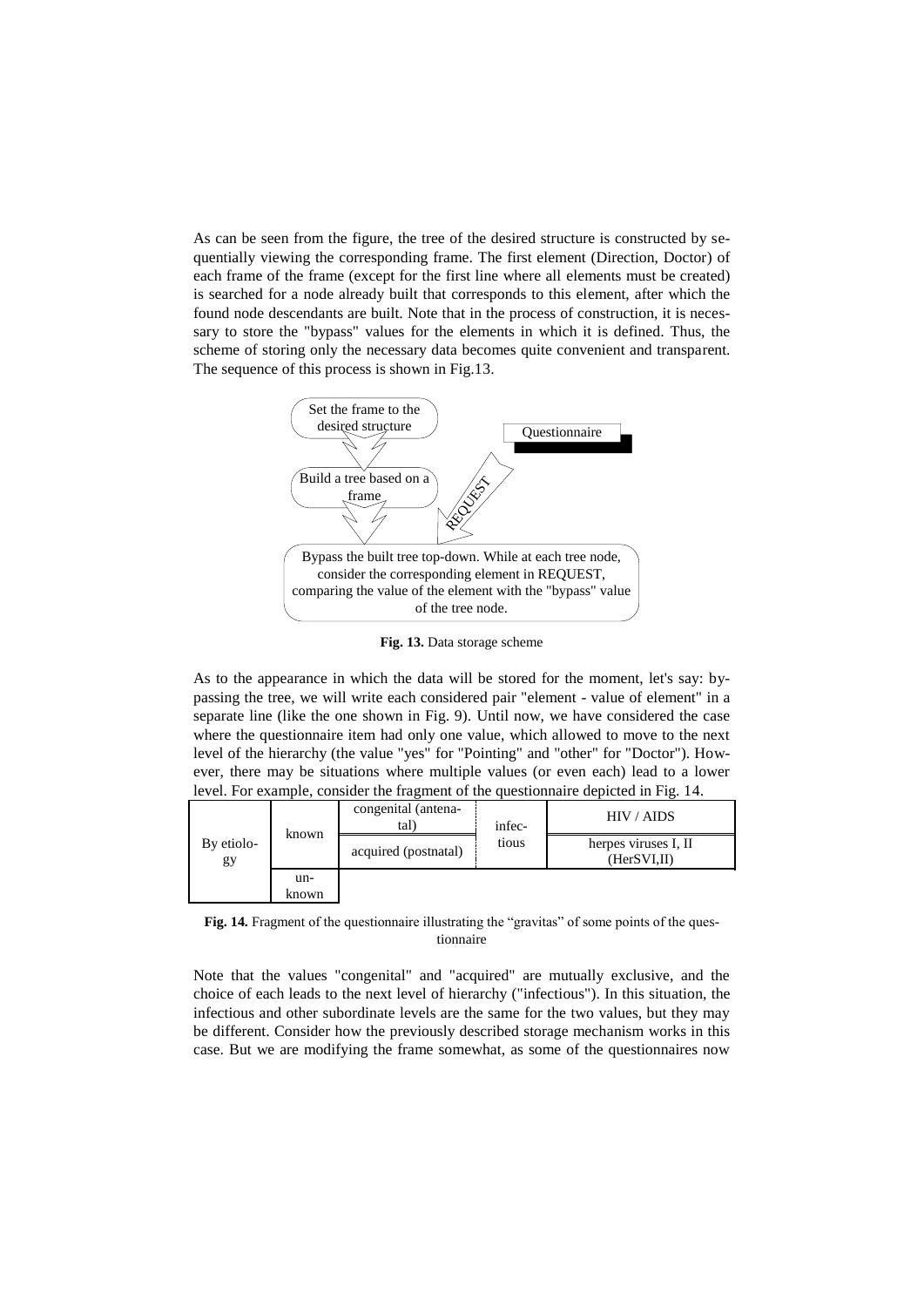As can be seen from the figure, the tree of the desired structure is constructed by sequentially viewing the corresponding frame. The first element (Direction, Doctor) of each frame of the frame (except for the first line where all elements must be created) is searched for a node already built that corresponds to this element, after which the found node descendants are built. Note that in the process of construction, it is necessary to store the "bypass" values for the elements in which it is defined. Thus, the scheme of storing only the necessary data becomes quite convenient and transparent. The sequence of this process is shown in Fig.13.

Set the frame to the desired structure

Questionnaire

Build a tree based on a frame

REQUEST

Bypass the built tree top-down. While at each tree node, consider the corresponding element in REQUEST, comparing the value of the element with the "bypass" value of the tree node.

**Fig. 13.** Data storage scheme

As to the appearance in which the data will be stored for the moment, let's say: bypassing the tree, we will write each considered pair "element - value of element" in a separate line (like the one shown in Fig. 9). Until now, we have considered the case where the questionnaire item had only one value, which allowed to move to the next level of the hierarchy (the value "yes" for "Pointing" and "other" for "Doctor"). However, there may be situations where multiple values (or even each) lead to a lower level. For example, consider the fragment of the questionnaire depicted in Fig. 14.

| | | | | |
|---|---|---|---|---|
| By etiology | known | congenital (antenatal) | infectious | HIV / AIDS |
| | | acquired (postnatal) | | herpes viruses I, II (HerSVI,II) |
| | unknown | | | |

**Fig. 14.** Fragment of the questionnaire illustrating the "gravitas" of some points of the questionnaire

Note that the values "congenital" and "acquired" are mutually exclusive, and the choice of each leads to the next level of hierarchy ("infectious"). In this situation, the infectious and other subordinate levels are the same for the two values, but they may be different. Consider how the previously described storage mechanism works in this case. But we are modifying the frame somewhat, as some of the questionnaires now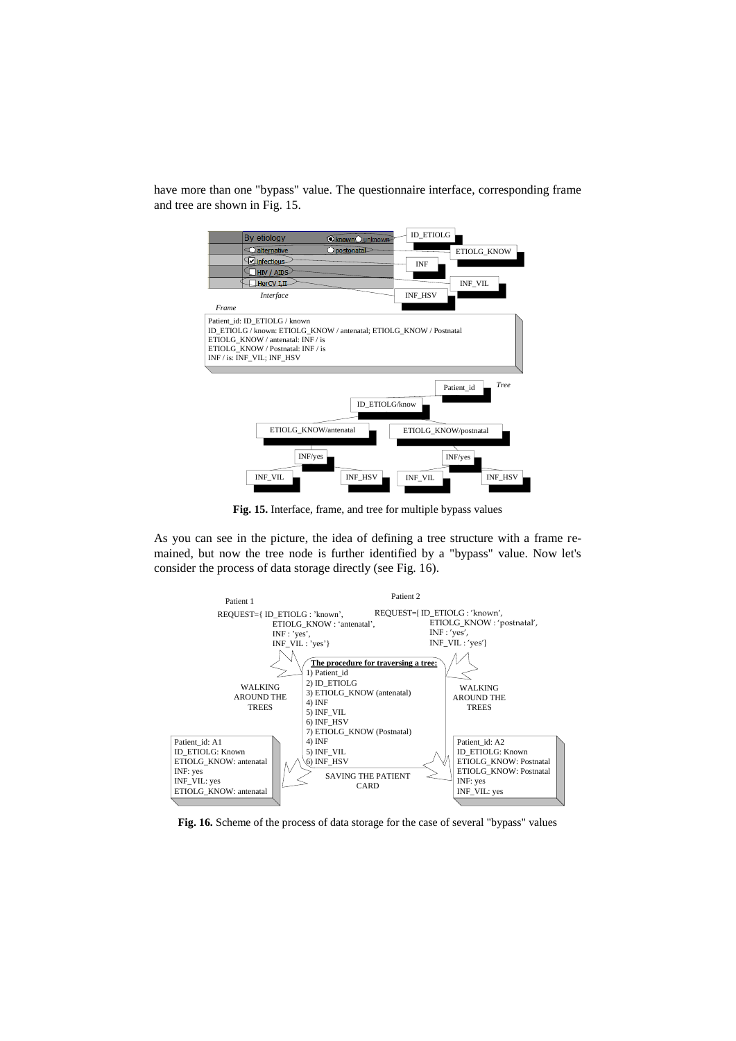have more than one "bypass" value. The questionnaire interface, corresponding frame and tree are shown in Fig. 15.

**Fig. 15.** Interface, frame, and tree for multiple bypass values

As you can see in the picture, the idea of defining a tree structure with a frame remained, but now the tree node is further identified by a "bypass" value. Now let's consider the process of data storage directly (see Fig. 16).

**Fig. 16.** Scheme of the process of data storage for the case of several "bypass" values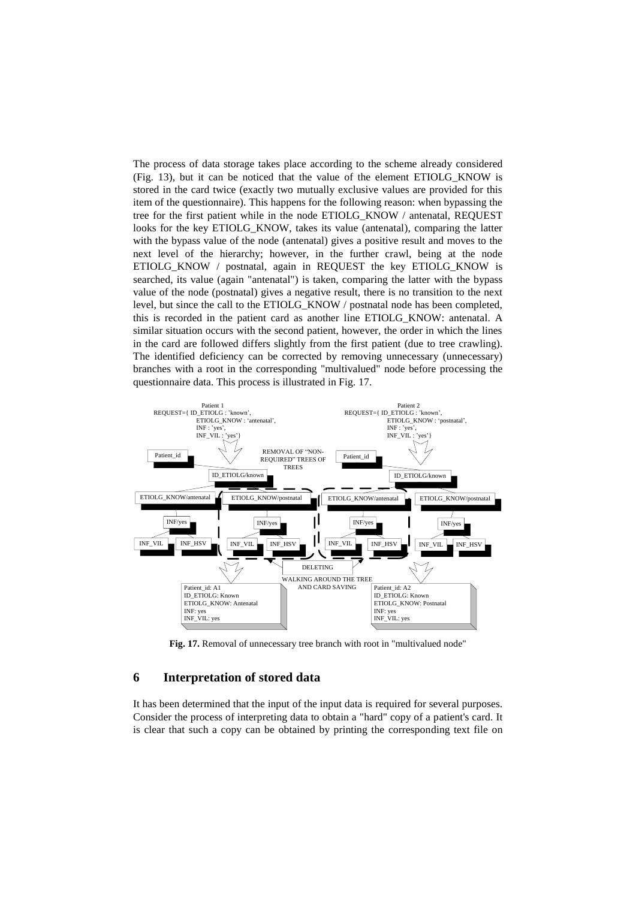The process of data storage takes place according to the scheme already considered (Fig. 13), but it can be noticed that the value of the element ETIOLG_KNOW is stored in the card twice (exactly two mutually exclusive values are provided for this item of the questionnaire). This happens for the following reason: when bypassing the tree for the first patient while in the node ETIOLG_KNOW / antenatal, REQUEST looks for the key ETIOLG_KNOW, takes its value (antenatal), comparing the latter with the bypass value of the node (antenatal) gives a positive result and moves to the next level of the hierarchy; however, in the further crawl, being at the node ETIOLG_KNOW / postnatal, again in REQUEST the key ETIOLG_KNOW is searched, its value (again "antenatal") is taken, comparing the latter with the bypass value of the node (postnatal) gives a negative result, there is no transition to the next level, but since the call to the ETIOLG_KNOW / postnatal node has been completed, this is recorded in the patient card as another line ETIOLG_KNOW: antenatal. A similar situation occurs with the second patient, however, the order in which the lines in the card are followed differs slightly from the first patient (due to tree crawling). The identified deficiency can be corrected by removing unnecessary (unnecessary) branches with a root in the corresponding "multivalued" node before processing the questionnaire data. This process is illustrated in Fig. 17.

**Fig. 17.** Removal of unnecessary tree branch with root in "multivalued node"

## 6 Interpretation of stored data

It has been determined that the input of the input data is required for several purposes. Consider the process of interpreting data to obtain a "hard" copy of a patient's card. It is clear that such a copy can be obtained by printing the corresponding text file on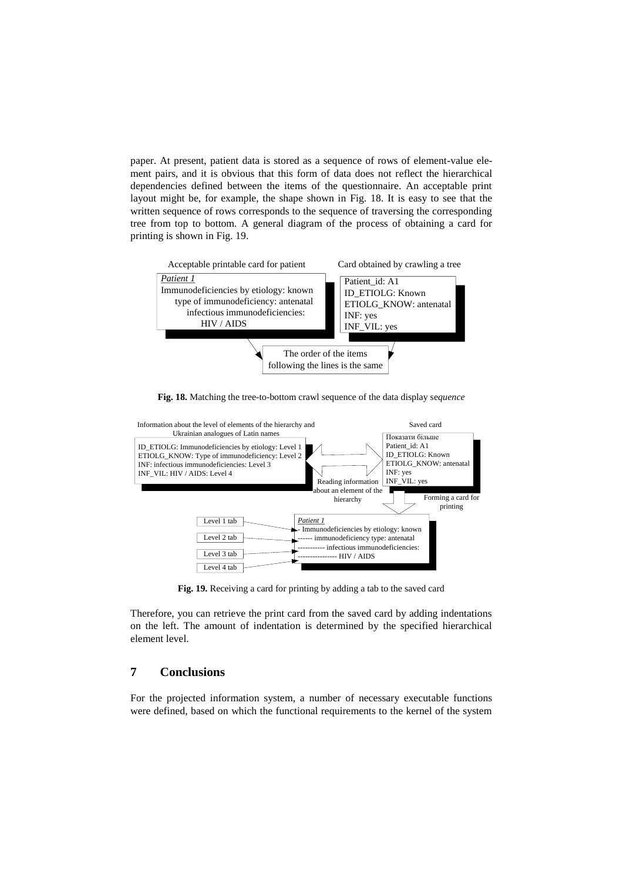paper. At present, patient data is stored as a sequence of rows of element-value element pairs, and it is obvious that this form of data does not reflect the hierarchical dependencies defined between the items of the questionnaire. An acceptable print layout might be, for example, the shape shown in Fig. 18. It is easy to see that the written sequence of rows corresponds to the sequence of traversing the corresponding tree from top to bottom. A general diagram of the process of obtaining a card for printing is shown in Fig. 19.

Acceptable printable card for patient

*Patient 1*
Immunodeficiencies by etiology: known
type of immunodeficiency: antenatal
infectious immunodeficiencies:
HIV / AIDS

Card obtained by crawling a tree

Patient_id: A1
ID_ETIOLG: Known
ETIOLG_KNOW: antenatal
INF: yes
INF_VIL: yes

The order of the items following the lines is the same

**Fig. 18.** Matching the tree-to-bottom crawl sequence of the data display se*quence*

Information about the level of elements of the hierarchy and Ukrainian analogues of Latin names

ID_ETIOLG: Immunodeficiencies by etiology: Level 1
ETIOLG_KNOW: Type of immunodeficiency: Level 2
INF: infectious immunodeficiencies: Level 3
INF_VIL: HIV / AIDS: Level 4

Reading information about an element of the hierarchy

Saved card

Показати більше
Patient_id: A1
ID_ETIOLG: Known
ETIOLG_KNOW: antenatal
INF: yes
INF_VIL: yes

Forming a card for printing

Level 1 tab
Level 2 tab
Level 3 tab
Level 4 tab

*Patient 1*
- Immunodeficiencies by etiology: known
------ immunodeficiency type: antenatal
----------- infectious immunodeficiencies:
---------------- HIV / AIDS

**Fig. 19.** Receiving a card for printing by adding a tab to the saved card

Therefore, you can retrieve the print card from the saved card by adding indentations on the left. The amount of indentation is determined by the specified hierarchical element level.

## 7 Conclusions

For the projected information system, a number of necessary executable functions were defined, based on which the functional requirements to the kernel of the system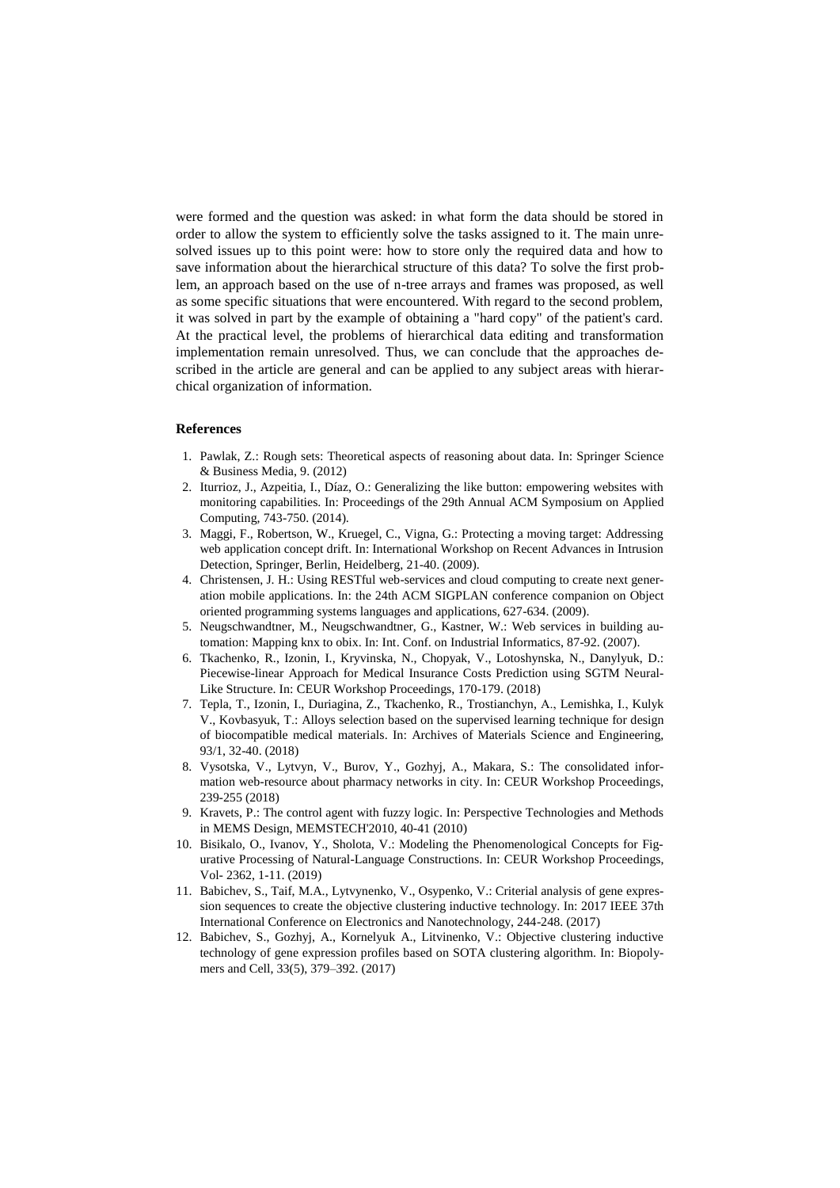were formed and the question was asked: in what form the data should be stored in order to allow the system to efficiently solve the tasks assigned to it. The main unresolved issues up to this point were: how to store only the required data and how to save information about the hierarchical structure of this data? To solve the first problem, an approach based on the use of n-tree arrays and frames was proposed, as well as some specific situations that were encountered. With regard to the second problem, it was solved in part by the example of obtaining a "hard copy" of the patient's card. At the practical level, the problems of hierarchical data editing and transformation implementation remain unresolved. Thus, we can conclude that the approaches described in the article are general and can be applied to any subject areas with hierarchical organization of information.

## References

1. Pawlak, Z.: Rough sets: Theoretical aspects of reasoning about data. In: Springer Science & Business Media, 9. (2012)
2. Iturrioz, J., Azpeitia, I., Díaz, O.: Generalizing the like button: empowering websites with monitoring capabilities. In: Proceedings of the 29th Annual ACM Symposium on Applied Computing, 743-750. (2014).
3. Maggi, F., Robertson, W., Kruegel, C., Vigna, G.: Protecting a moving target: Addressing web application concept drift. In: International Workshop on Recent Advances in Intrusion Detection, Springer, Berlin, Heidelberg, 21-40. (2009).
4. Christensen, J. H.: Using RESTful web-services and cloud computing to create next generation mobile applications. In: the 24th ACM SIGPLAN conference companion on Object oriented programming systems languages and applications, 627-634. (2009).
5. Neugschwandtner, M., Neugschwandtner, G., Kastner, W.: Web services in building automation: Mapping knx to obix. In: Int. Conf. on Industrial Informatics, 87-92. (2007).
6. Tkachenko, R., Izonin, I., Kryvinska, N., Chopyak, V., Lotoshynska, N., Danylyuk, D.: Piecewise-linear Approach for Medical Insurance Costs Prediction using SGTM Neural-Like Structure. In: CEUR Workshop Proceedings, 170-179. (2018)
7. Tepla, T., Izonin, I., Duriagina, Z., Tkachenko, R., Trostianchyn, A., Lemishka, I., Kulyk V., Kovbasyuk, T.: Alloys selection based on the supervised learning technique for design of biocompatible medical materials. In: Archives of Materials Science and Engineering, 93/1, 32-40. (2018)
8. Vysotska, V., Lytvyn, V., Burov, Y., Gozhyj, A., Makara, S.: The consolidated information web-resource about pharmacy networks in city. In: CEUR Workshop Proceedings, 239-255 (2018)
9. Kravets, P.: The control agent with fuzzy logic. In: Perspective Technologies and Methods in MEMS Design, MEMSTECH'2010, 40-41 (2010)
10. Bisikalo, O., Ivanov, Y., Sholota, V.: Modeling the Phenomenological Concepts for Figurative Processing of Natural-Language Constructions. In: CEUR Workshop Proceedings, Vol- 2362, 1-11. (2019)
11. Babichev, S., Taif, M.A., Lytvynenko, V., Osypenko, V.: Criterial analysis of gene expression sequences to create the objective clustering inductive technology. In: 2017 IEEE 37th International Conference on Electronics and Nanotechnology, 244-248. (2017)
12. Babichev, S., Gozhyj, A., Kornelyuk A., Litvinenko, V.: Objective clustering inductive technology of gene expression profiles based on SOTA clustering algorithm. In: Biopolymers and Cell, 33(5), 379–392. (2017)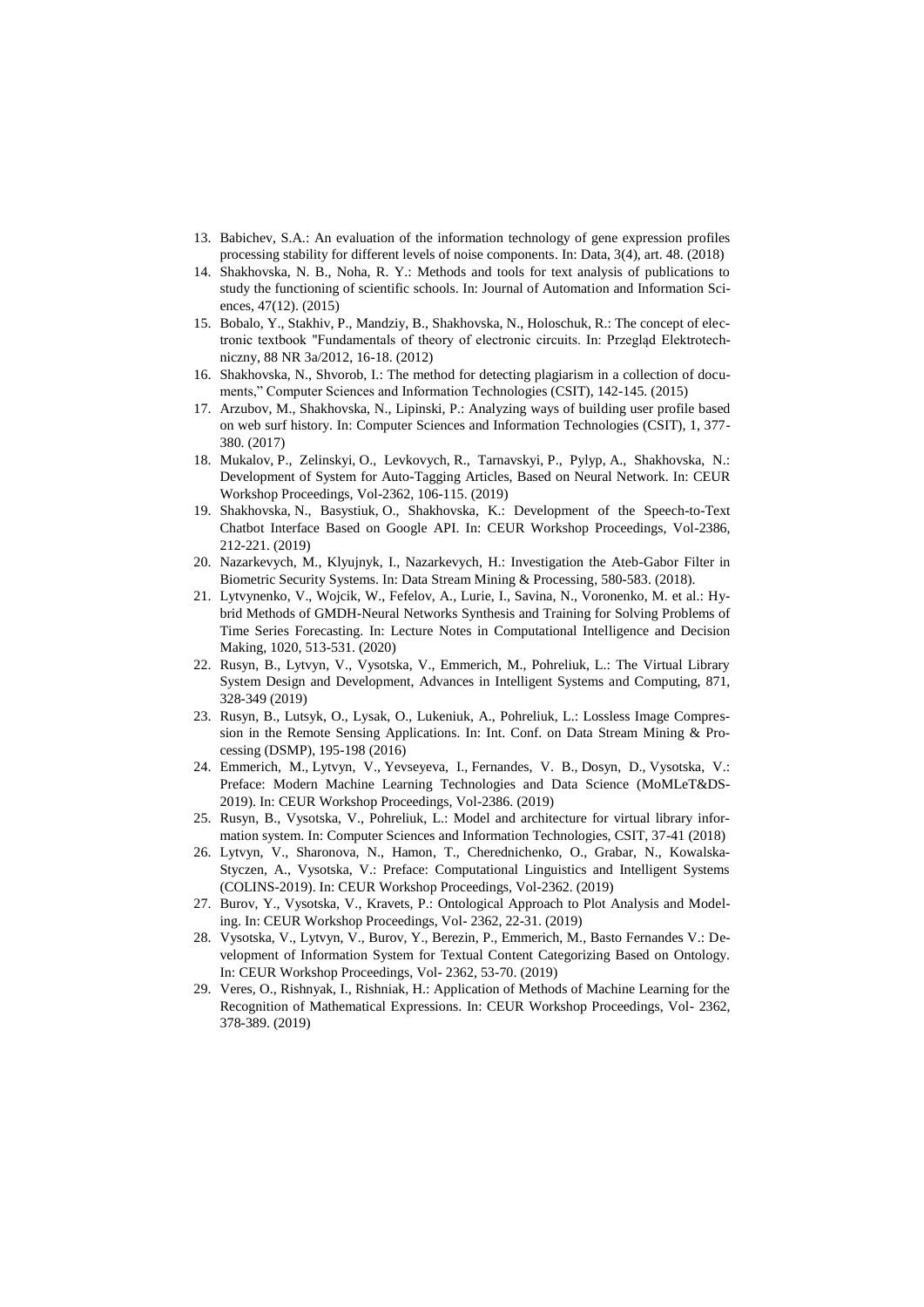13. Babichev, S.A.: An evaluation of the information technology of gene expression profiles processing stability for different levels of noise components. In: Data, 3(4), art. 48. (2018)
14. Shakhovska, N. B., Noha, R. Y.: Methods and tools for text analysis of publications to study the functioning of scientific schools. In: Journal of Automation and Information Sciences, 47(12). (2015)
15. Bobalo, Y., Stakhiv, P., Mandziy, B., Shakhovska, N., Holoschuk, R.: The concept of electronic textbook "Fundamentals of theory of electronic circuits. In: Przegląd Elektrotechniczny, 88 NR 3a/2012, 16-18. (2012)
16. Shakhovska, N., Shvorob, I.: The method for detecting plagiarism in a collection of documents," Computer Sciences and Information Technologies (CSIT), 142-145. (2015)
17. Arzubov, M., Shakhovska, N., Lipinski, P.: Analyzing ways of building user profile based on web surf history. In: Computer Sciences and Information Technologies (CSIT), 1, 377-380. (2017)
18. Mukalov, P., Zelinskyi, O., Levkovych, R., Tarnavskyi, P., Pylyp, A., Shakhovska, N.: Development of System for Auto-Tagging Articles, Based on Neural Network. In: CEUR Workshop Proceedings, Vol-2362, 106-115. (2019)
19. Shakhovska, N., Basystiuk, O., Shakhovska, K.: Development of the Speech-to-Text Chatbot Interface Based on Google API. In: CEUR Workshop Proceedings, Vol-2386, 212-221. (2019)
20. Nazarkevych, M., Klyujnyk, I., Nazarkevych, H.: Investigation the Ateb-Gabor Filter in Biometric Security Systems. In: Data Stream Mining & Processing, 580-583. (2018).
21. Lytvynenko, V., Wojcik, W., Fefelov, A., Lurie, I., Savina, N., Voronenko, M. et al.: Hybrid Methods of GMDH-Neural Networks Synthesis and Training for Solving Problems of Time Series Forecasting. In: Lecture Notes in Computational Intelligence and Decision Making, 1020, 513-531. (2020)
22. Rusyn, B., Lytvyn, V., Vysotska, V., Emmerich, M., Pohreliuk, L.: The Virtual Library System Design and Development, Advances in Intelligent Systems and Computing, 871, 328-349 (2019)
23. Rusyn, B., Lutsyk, O., Lysak, O., Lukeniuk, A., Pohreliuk, L.: Lossless Image Compression in the Remote Sensing Applications. In: Int. Conf. on Data Stream Mining & Processing (DSMP), 195-198 (2016)
24. Emmerich, M., Lytvyn, V., Yevseyeva, I., Fernandes, V. B., Dosyn, D., Vysotska, V.: Preface: Modern Machine Learning Technologies and Data Science (MoMLeT&DS-2019). In: CEUR Workshop Proceedings, Vol-2386. (2019)
25. Rusyn, B., Vysotska, V., Pohreliuk, L.: Model and architecture for virtual library information system. In: Computer Sciences and Information Technologies, CSIT, 37-41 (2018)
26. Lytvyn, V., Sharonova, N., Hamon, T., Cherednichenko, O., Grabar, N., Kowalska-Styczen, A., Vysotska, V.: Preface: Computational Linguistics and Intelligent Systems (COLINS-2019). In: CEUR Workshop Proceedings, Vol-2362. (2019)
27. Burov, Y., Vysotska, V., Kravets, P.: Ontological Approach to Plot Analysis and Modeling. In: CEUR Workshop Proceedings, Vol- 2362, 22-31. (2019)
28. Vysotska, V., Lytvyn, V., Burov, Y., Berezin, P., Emmerich, M., Basto Fernandes V.: Development of Information System for Textual Content Categorizing Based on Ontology. In: CEUR Workshop Proceedings, Vol- 2362, 53-70. (2019)
29. Veres, O., Rishnyak, I., Rishniak, H.: Application of Methods of Machine Learning for the Recognition of Mathematical Expressions. In: CEUR Workshop Proceedings, Vol- 2362, 378-389. (2019)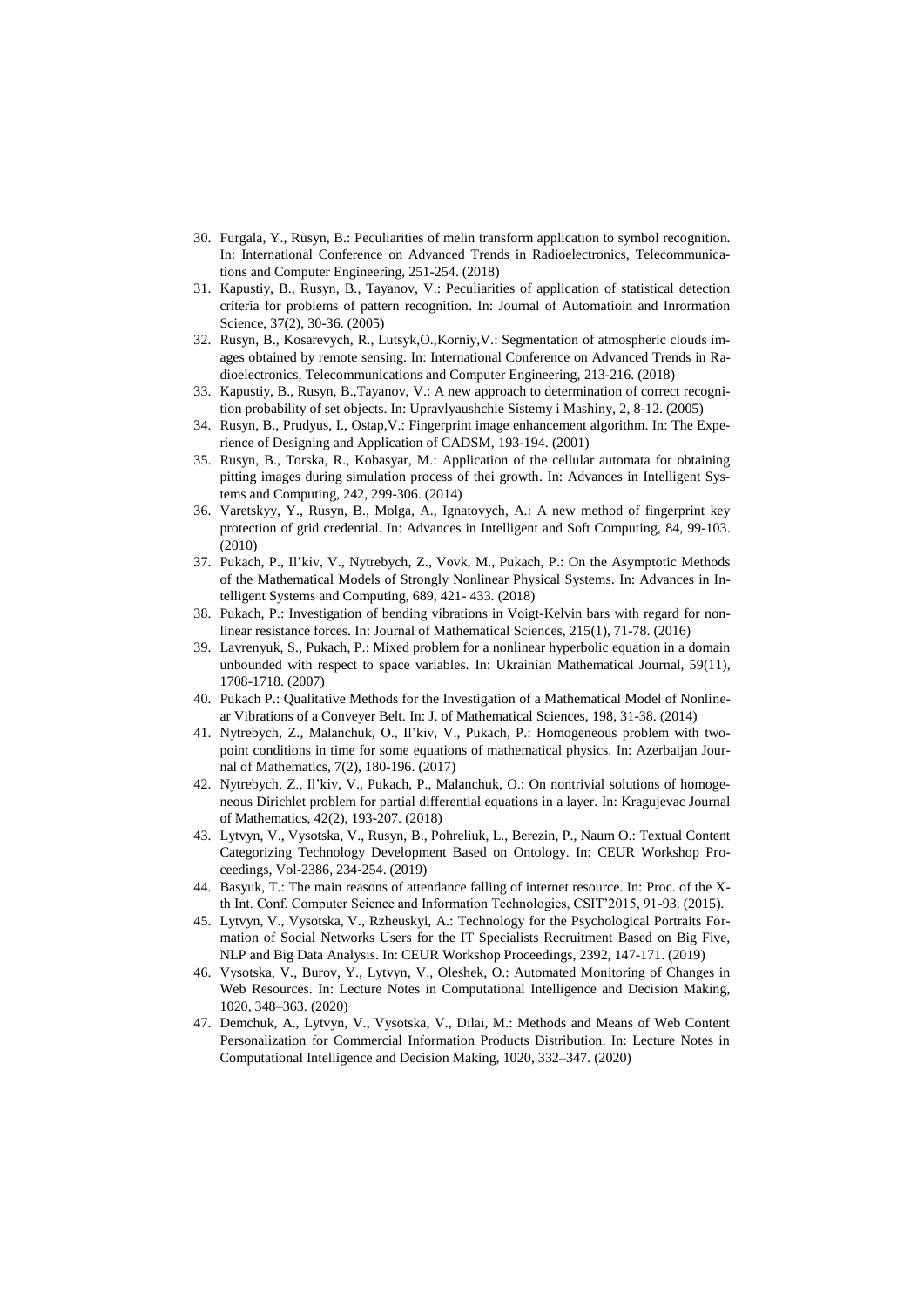30. Furgala, Y., Rusyn, B.: Peculiarities of melin transform application to symbol recognition. In: International Conference on Advanced Trends in Radioelectronics, Telecommunications and Computer Engineering, 251-254. (2018)
31. Kapustiy, B., Rusyn, B., Tayanov, V.: Peculiarities of application of statistical detection criteria for problems of pattern recognition. In: Journal of Automatioin and Inrormation Science, 37(2), 30-36. (2005)
32. Rusyn, B., Kosarevych, R., Lutsyk,O.,Korniy,V.: Segmentation of atmospheric clouds images obtained by remote sensing. In: International Conference on Advanced Trends in Radioelectronics, Telecommunications and Computer Engineering, 213-216. (2018)
33. Kapustiy, B., Rusyn, B.,Tayanov, V.: A new approach to determination of correct recognition probability of set objects. In: Upravlyaushchie Sistemy i Mashiny, 2, 8-12. (2005)
34. Rusyn, B., Prudyus, I., Ostap,V.: Fingerprint image enhancement algorithm. In: The Experience of Designing and Application of CADSM, 193-194. (2001)
35. Rusyn, B., Torska, R., Kobasyar, M.: Application of the cellular automata for obtaining pitting images during simulation process of thei growth. In: Advances in Intelligent Systems and Computing, 242, 299-306. (2014)
36. Varetskyy, Y., Rusyn, B., Molga, A., Ignatovych, A.: A new method of fingerprint key protection of grid credential. In: Advances in Intelligent and Soft Computing, 84, 99-103. (2010)
37. Pukach, P., Il'kiv, V., Nytrebych, Z., Vovk, M., Pukach, P.: On the Asymptotic Methods of the Mathematical Models of Strongly Nonlinear Physical Systems. In: Advances in Intelligent Systems and Computing, 689, 421- 433. (2018)
38. Pukach, P.: Investigation of bending vibrations in Voigt-Kelvin bars with regard for nonlinear resistance forces. In: Journal of Mathematical Sciences, 215(1), 71-78. (2016)
39. Lavrenyuk, S., Pukach, P.: Mixed problem for a nonlinear hyperbolic equation in a domain unbounded with respect to space variables. In: Ukrainian Mathematical Journal, 59(11), 1708-1718. (2007)
40. Pukach P.: Qualitative Methods for the Investigation of a Mathematical Model of Nonlinear Vibrations of a Conveyer Belt. In: J. of Mathematical Sciences, 198, 31-38. (2014)
41. Nytrebych, Z., Malanchuk, O., Il'kiv, V., Pukach, P.: Homogeneous problem with two-point conditions in time for some equations of mathematical physics. In: Azerbaijan Journal of Mathematics, 7(2), 180-196. (2017)
42. Nytrebych, Z., Il'kiv, V., Pukach, P., Malanchuk, O.: On nontrivial solutions of homogeneous Dirichlet problem for partial differential equations in a layer. In: Kragujevac Journal of Mathematics, 42(2), 193-207. (2018)
43. Lytvyn, V., Vysotska, V., Rusyn, B., Pohreliuk, L., Berezin, P., Naum O.: Textual Content Categorizing Technology Development Based on Ontology. In: CEUR Workshop Proceedings, Vol-2386, 234-254. (2019)
44. Basyuk, T.: The main reasons of attendance falling of internet resource. In: Proc. of the X-th Int. Conf. Computer Science and Information Technologies, CSIT'2015, 91-93. (2015).
45. Lytvyn, V., Vysotska, V., Rzheuskyi, A.: Technology for the Psychological Portraits Formation of Social Networks Users for the IT Specialists Recruitment Based on Big Five, NLP and Big Data Analysis. In: CEUR Workshop Proceedings, 2392, 147-171. (2019)
46. Vysotska, V., Burov, Y., Lytvyn, V., Oleshek, O.: Automated Monitoring of Changes in Web Resources. In: Lecture Notes in Computational Intelligence and Decision Making, 1020, 348–363. (2020)
47. Demchuk, A., Lytvyn, V., Vysotska, V., Dilai, M.: Methods and Means of Web Content Personalization for Commercial Information Products Distribution. In: Lecture Notes in Computational Intelligence and Decision Making, 1020, 332–347. (2020)